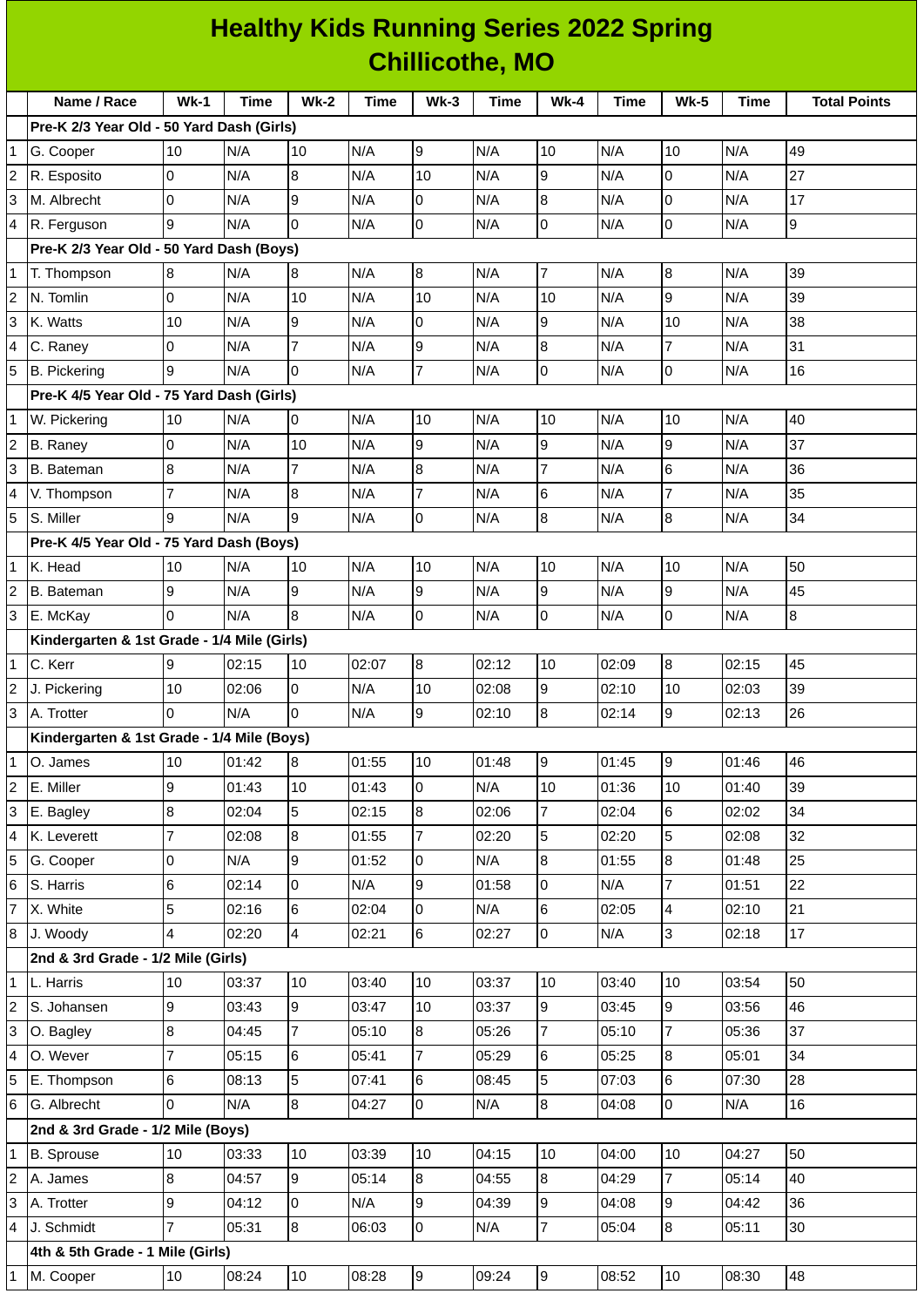# Healthy Kids Running Series 2022 Spring
## Chillicothe, MO

| | Name / Race | Wk-1 | Time | Wk-2 | Time | Wk-3 | Time | Wk-4 | Time | Wk-5 | Time | Total Points |
|---|---|---|---|---|---|---|---|---|---|---|---|---|
| | **Pre-K 2/3 Year Old - 50 Yard Dash (Girls)** | | | | | | | | | | | |
| 1 | G. Cooper | 10 | N/A | 10 | N/A | 9 | N/A | 10 | N/A | 10 | N/A | 49 |
| 2 | R. Esposito | 0 | N/A | 8 | N/A | 10 | N/A | 9 | N/A | 0 | N/A | 27 |
| 3 | M. Albrecht | 0 | N/A | 9 | N/A | 0 | N/A | 8 | N/A | 0 | N/A | 17 |
| 4 | R. Ferguson | 9 | N/A | 0 | N/A | 0 | N/A | 0 | N/A | 0 | N/A | 9 |
| | **Pre-K 2/3 Year Old - 50 Yard Dash (Boys)** | | | | | | | | | | | |
| 1 | T. Thompson | 8 | N/A | 8 | N/A | 8 | N/A | 7 | N/A | 8 | N/A | 39 |
| 2 | N. Tomlin | 0 | N/A | 10 | N/A | 10 | N/A | 10 | N/A | 9 | N/A | 39 |
| 3 | K. Watts | 10 | N/A | 9 | N/A | 0 | N/A | 9 | N/A | 10 | N/A | 38 |
| 4 | C. Raney | 0 | N/A | 7 | N/A | 9 | N/A | 8 | N/A | 7 | N/A | 31 |
| 5 | B. Pickering | 9 | N/A | 0 | N/A | 7 | N/A | 0 | N/A | 0 | N/A | 16 |
| | **Pre-K 4/5 Year Old - 75 Yard Dash (Girls)** | | | | | | | | | | | |
| 1 | W. Pickering | 10 | N/A | 0 | N/A | 10 | N/A | 10 | N/A | 10 | N/A | 40 |
| 2 | B. Raney | 0 | N/A | 10 | N/A | 9 | N/A | 9 | N/A | 9 | N/A | 37 |
| 3 | B. Bateman | 8 | N/A | 7 | N/A | 8 | N/A | 7 | N/A | 6 | N/A | 36 |
| 4 | V. Thompson | 7 | N/A | 8 | N/A | 7 | N/A | 6 | N/A | 7 | N/A | 35 |
| 5 | S. Miller | 9 | N/A | 9 | N/A | 0 | N/A | 8 | N/A | 8 | N/A | 34 |
| | **Pre-K 4/5 Year Old - 75 Yard Dash (Boys)** | | | | | | | | | | | |
| 1 | K. Head | 10 | N/A | 10 | N/A | 10 | N/A | 10 | N/A | 10 | N/A | 50 |
| 2 | B. Bateman | 9 | N/A | 9 | N/A | 9 | N/A | 9 | N/A | 9 | N/A | 45 |
| 3 | E. McKay | 0 | N/A | 8 | N/A | 0 | N/A | 0 | N/A | 0 | N/A | 8 |
| | **Kindergarten & 1st Grade - 1/4 Mile (Girls)** | | | | | | | | | | | |
| 1 | C. Kerr | 9 | 02:15 | 10 | 02:07 | 8 | 02:12 | 10 | 02:09 | 8 | 02:15 | 45 |
| 2 | J. Pickering | 10 | 02:06 | 0 | N/A | 10 | 02:08 | 9 | 02:10 | 10 | 02:03 | 39 |
| 3 | A. Trotter | 0 | N/A | 0 | N/A | 9 | 02:10 | 8 | 02:14 | 9 | 02:13 | 26 |
| | **Kindergarten & 1st Grade - 1/4 Mile (Boys)** | | | | | | | | | | | |
| 1 | O. James | 10 | 01:42 | 8 | 01:55 | 10 | 01:48 | 9 | 01:45 | 9 | 01:46 | 46 |
| 2 | E. Miller | 9 | 01:43 | 10 | 01:43 | 0 | N/A | 10 | 01:36 | 10 | 01:40 | 39 |
| 3 | E. Bagley | 8 | 02:04 | 5 | 02:15 | 8 | 02:06 | 7 | 02:04 | 6 | 02:02 | 34 |
| 4 | K. Leverett | 7 | 02:08 | 8 | 01:55 | 7 | 02:20 | 5 | 02:20 | 5 | 02:08 | 32 |
| 5 | G. Cooper | 0 | N/A | 9 | 01:52 | 0 | N/A | 8 | 01:55 | 8 | 01:48 | 25 |
| 6 | S. Harris | 6 | 02:14 | 0 | N/A | 9 | 01:58 | 0 | N/A | 7 | 01:51 | 22 |
| 7 | X. White | 5 | 02:16 | 6 | 02:04 | 0 | N/A | 6 | 02:05 | 4 | 02:10 | 21 |
| 8 | J. Woody | 4 | 02:20 | 4 | 02:21 | 6 | 02:27 | 0 | N/A | 3 | 02:18 | 17 |
| | **2nd & 3rd Grade - 1/2 Mile (Girls)** | | | | | | | | | | | |
| 1 | L. Harris | 10 | 03:37 | 10 | 03:40 | 10 | 03:37 | 10 | 03:40 | 10 | 03:54 | 50 |
| 2 | S. Johansen | 9 | 03:43 | 9 | 03:47 | 10 | 03:37 | 9 | 03:45 | 9 | 03:56 | 46 |
| 3 | O. Bagley | 8 | 04:45 | 7 | 05:10 | 8 | 05:26 | 7 | 05:10 | 7 | 05:36 | 37 |
| 4 | O. Wever | 7 | 05:15 | 6 | 05:41 | 7 | 05:29 | 6 | 05:25 | 8 | 05:01 | 34 |
| 5 | E. Thompson | 6 | 08:13 | 5 | 07:41 | 6 | 08:45 | 5 | 07:03 | 6 | 07:30 | 28 |
| 6 | G. Albrecht | 0 | N/A | 8 | 04:27 | 0 | N/A | 8 | 04:08 | 0 | N/A | 16 |
| | **2nd & 3rd Grade - 1/2 Mile (Boys)** | | | | | | | | | | | |
| 1 | B. Sprouse | 10 | 03:33 | 10 | 03:39 | 10 | 04:15 | 10 | 04:00 | 10 | 04:27 | 50 |
| 2 | A. James | 8 | 04:57 | 9 | 05:14 | 8 | 04:55 | 8 | 04:29 | 7 | 05:14 | 40 |
| 3 | A. Trotter | 9 | 04:12 | 0 | N/A | 9 | 04:39 | 9 | 04:08 | 9 | 04:42 | 36 |
| 4 | J. Schmidt | 7 | 05:31 | 8 | 06:03 | 0 | N/A | 7 | 05:04 | 8 | 05:11 | 30 |
| | **4th & 5th Grade - 1 Mile (Girls)** | | | | | | | | | | | |
| 1 | M. Cooper | 10 | 08:24 | 10 | 08:28 | 9 | 09:24 | 9 | 08:52 | 10 | 08:30 | 48 |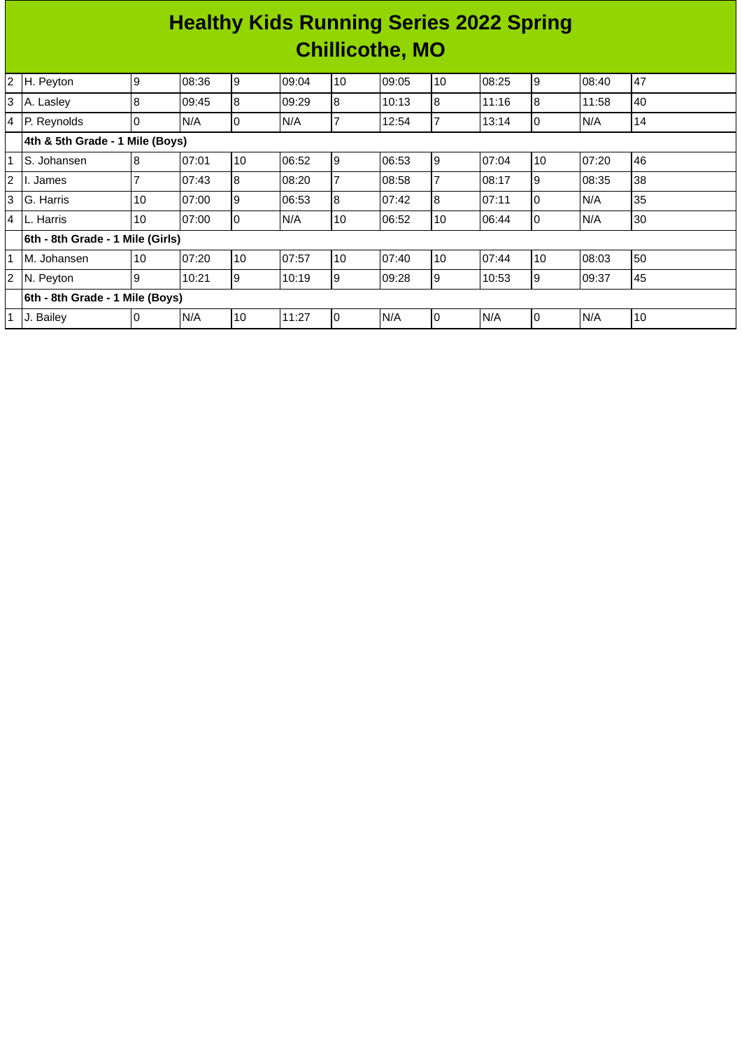# Healthy Kids Running Series 2022 Spring
## Chillicothe, MO

| | | | | | | | | | | | | |
|---|---|---|---|---|---|---|---|---|---|---|---|---|
| 2 | H. Peyton | 9 | 08:36 | 9 | 09:04 | 10 | 09:05 | 10 | 08:25 | 9 | 08:40 | 47 |
| 3 | A. Lasley | 8 | 09:45 | 8 | 09:29 | 8 | 10:13 | 8 | 11:16 | 8 | 11:58 | 40 |
| 4 | P. Reynolds | 0 | N/A | 0 | N/A | 7 | 12:54 | 7 | 13:14 | 0 | N/A | 14 |
| | **4th & 5th Grade - 1 Mile (Boys)** | | | | | | | | | | | |
| 1 | S. Johansen | 8 | 07:01 | 10 | 06:52 | 9 | 06:53 | 9 | 07:04 | 10 | 07:20 | 46 |
| 2 | I. James | 7 | 07:43 | 8 | 08:20 | 7 | 08:58 | 7 | 08:17 | 9 | 08:35 | 38 |
| 3 | G. Harris | 10 | 07:00 | 9 | 06:53 | 8 | 07:42 | 8 | 07:11 | 0 | N/A | 35 |
| 4 | L. Harris | 10 | 07:00 | 0 | N/A | 10 | 06:52 | 10 | 06:44 | 0 | N/A | 30 |
| | **6th - 8th Grade - 1 Mile (Girls)** | | | | | | | | | | | |
| 1 | M. Johansen | 10 | 07:20 | 10 | 07:57 | 10 | 07:40 | 10 | 07:44 | 10 | 08:03 | 50 |
| 2 | N. Peyton | 9 | 10:21 | 9 | 10:19 | 9 | 09:28 | 9 | 10:53 | 9 | 09:37 | 45 |
| | **6th - 8th Grade - 1 Mile (Boys)** | | | | | | | | | | | |
| 1 | J. Bailey | 0 | N/A | 10 | 11:27 | 0 | N/A | 0 | N/A | 0 | N/A | 10 |